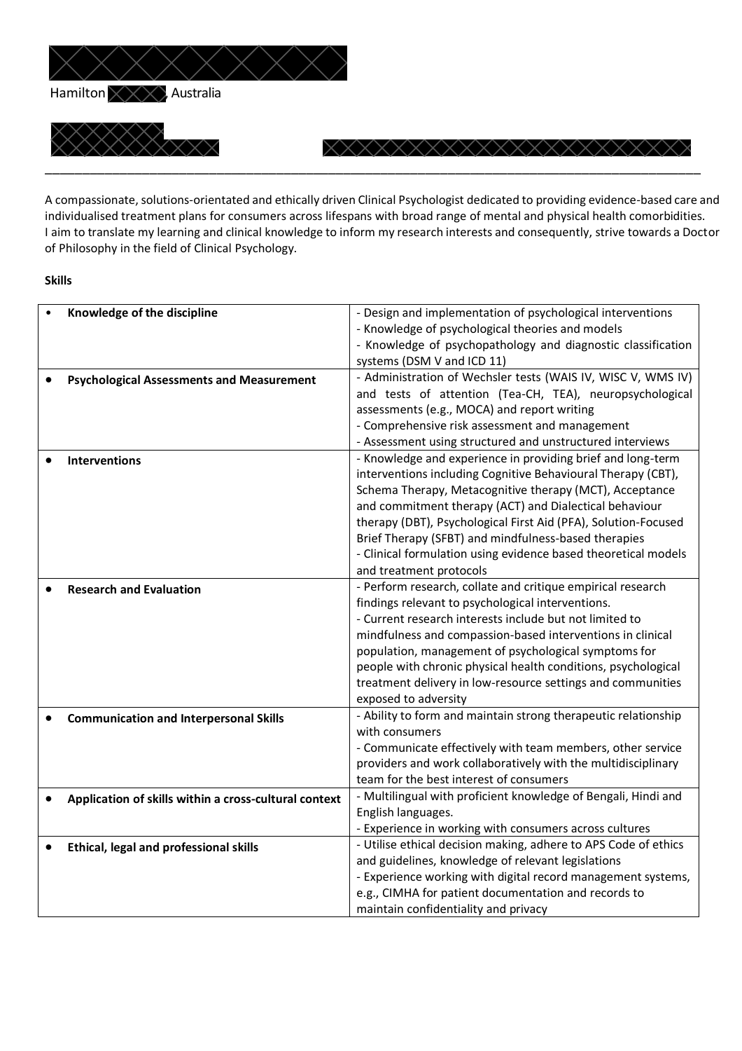Hamilton, Australia

---

A compassionate, solutions-orientated and ethically driven Clinical Psychologist dedicated to providing evidence-based care and individualised treatment plans for consumers across lifespans with broad range of mental and physical health comorbidities. I aim to translate my learning and clinical knowledge to inform my research interests and consequently, strive towards a Doctor of Philosophy in the field of Clinical Psychology.

**Skills**

| | |
|---|---|
| • **Knowledge of the discipline** | - Design and implementation of psychological interventions<br>- Knowledge of psychological theories and models<br>- Knowledge of psychopathology and diagnostic classification systems (DSM V and ICD 11) |
| • **Psychological Assessments and Measurement** | - Administration of Wechsler tests (WAIS IV, WISC V, WMS IV) and tests of attention (Tea-CH, TEA), neuropsychological assessments (e.g., MOCA) and report writing<br>- Comprehensive risk assessment and management<br>- Assessment using structured and unstructured interviews |
| • **Interventions** | - Knowledge and experience in providing brief and long-term interventions including Cognitive Behavioural Therapy (CBT), Schema Therapy, Metacognitive therapy (MCT), Acceptance and commitment therapy (ACT) and Dialectical behaviour therapy (DBT), Psychological First Aid (PFA), Solution-Focused Brief Therapy (SFBT) and mindfulness-based therapies<br>- Clinical formulation using evidence based theoretical models and treatment protocols |
| • **Research and Evaluation** | - Perform research, collate and critique empirical research findings relevant to psychological interventions.<br>- Current research interests include but not limited to mindfulness and compassion-based interventions in clinical population, management of psychological symptoms for people with chronic physical health conditions, psychological treatment delivery in low-resource settings and communities exposed to adversity |
| • **Communication and Interpersonal Skills** | - Ability to form and maintain strong therapeutic relationship with consumers<br>- Communicate effectively with team members, other service providers and work collaboratively with the multidisciplinary team for the best interest of consumers |
| • **Application of skills within a cross-cultural context** | - Multilingual with proficient knowledge of Bengali, Hindi and English languages.<br>- Experience in working with consumers across cultures |
| • **Ethical, legal and professional skills** | - Utilise ethical decision making, adhere to APS Code of ethics and guidelines, knowledge of relevant legislations<br>- Experience working with digital record management systems, e.g., CIMHA for patient documentation and records to maintain confidentiality and privacy |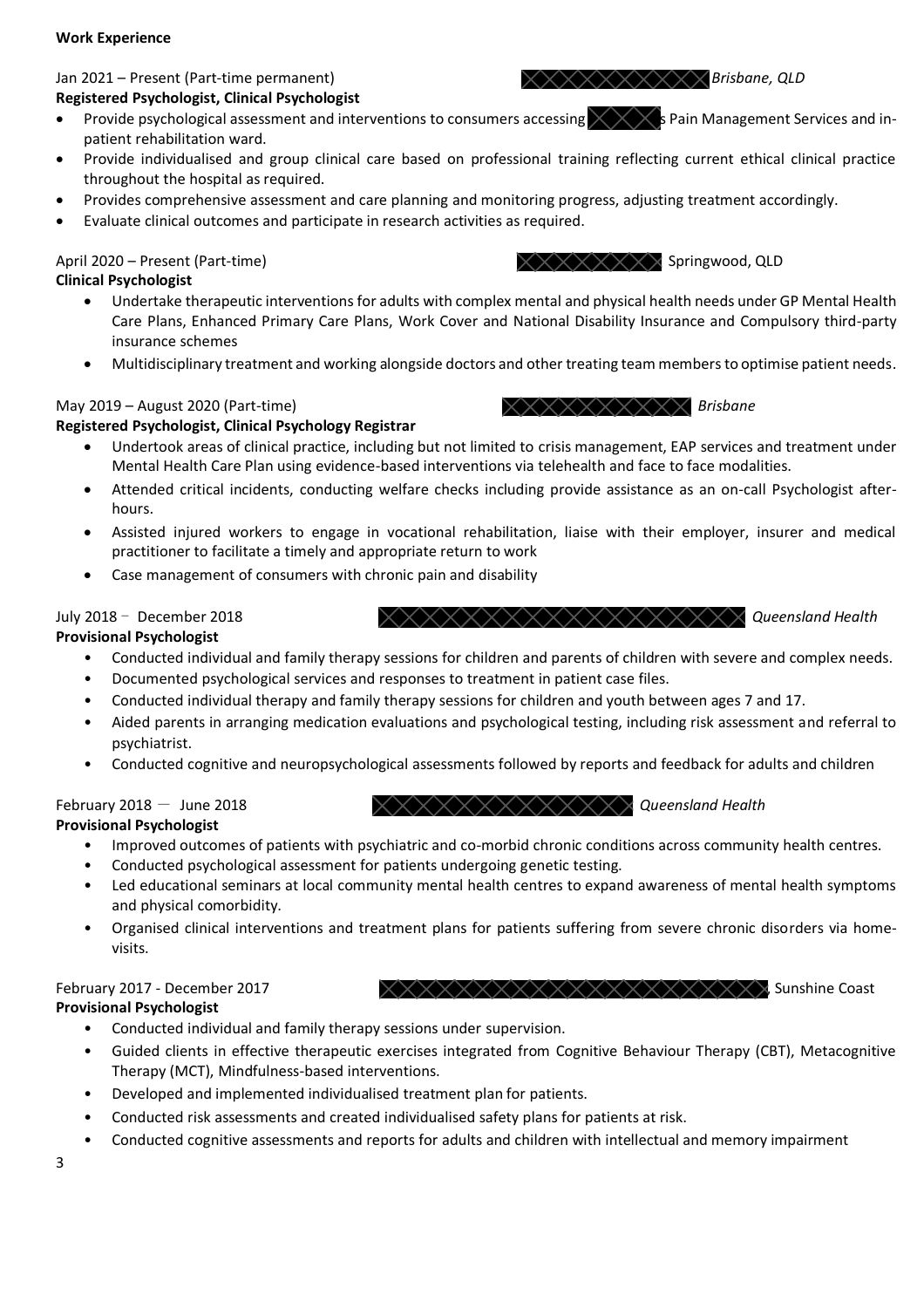**Work Experience**

Jan 2021 – Present (Part-time permanent) *Brisbane, QLD*

**Registered Psychologist, Clinical Psychologist**

- Provide psychological assessment and interventions to consumers accessing s Pain Management Services and in-patient rehabilitation ward.
- Provide individualised and group clinical care based on professional training reflecting current ethical clinical practice throughout the hospital as required.
- Provides comprehensive assessment and care planning and monitoring progress, adjusting treatment accordingly.
- Evaluate clinical outcomes and participate in research activities as required.

April 2020 – Present (Part-time) Springwood, QLD

**Clinical Psychologist**

- Undertake therapeutic interventions for adults with complex mental and physical health needs under GP Mental Health Care Plans, Enhanced Primary Care Plans, Work Cover and National Disability Insurance and Compulsory third-party insurance schemes
- Multidisciplinary treatment and working alongside doctors and other treating team members to optimise patient needs.

May 2019 – August 2020 (Part-time) *Brisbane*

**Registered Psychologist, Clinical Psychology Registrar**

- Undertook areas of clinical practice, including but not limited to crisis management, EAP services and treatment under Mental Health Care Plan using evidence-based interventions via telehealth and face to face modalities.
- Attended critical incidents, conducting welfare checks including provide assistance as an on-call Psychologist after-hours.
- Assisted injured workers to engage in vocational rehabilitation, liaise with their employer, insurer and medical practitioner to facilitate a timely and appropriate return to work
- Case management of consumers with chronic pain and disability

July 2018 – December 2018 *Queensland Health*

**Provisional Psychologist**

- Conducted individual and family therapy sessions for children and parents of children with severe and complex needs.
- Documented psychological services and responses to treatment in patient case files.
- Conducted individual therapy and family therapy sessions for children and youth between ages 7 and 17.
- Aided parents in arranging medication evaluations and psychological testing, including risk assessment and referral to psychiatrist.
- Conducted cognitive and neuropsychological assessments followed by reports and feedback for adults and children

February 2018 – June 2018 *Queensland Health*

**Provisional Psychologist**

- Improved outcomes of patients with psychiatric and co-morbid chronic conditions across community health centres.
- Conducted psychological assessment for patients undergoing genetic testing.
- Led educational seminars at local community mental health centres to expand awareness of mental health symptoms and physical comorbidity.
- Organised clinical interventions and treatment plans for patients suffering from severe chronic disorders via home-visits.

February 2017 - December 2017 , Sunshine Coast

**Provisional Psychologist**

- Conducted individual and family therapy sessions under supervision.
- Guided clients in effective therapeutic exercises integrated from Cognitive Behaviour Therapy (CBT), Metacognitive Therapy (MCT), Mindfulness-based interventions.
- Developed and implemented individualised treatment plan for patients.
- Conducted risk assessments and created individualised safety plans for patients at risk.
- Conducted cognitive assessments and reports for adults and children with intellectual and memory impairment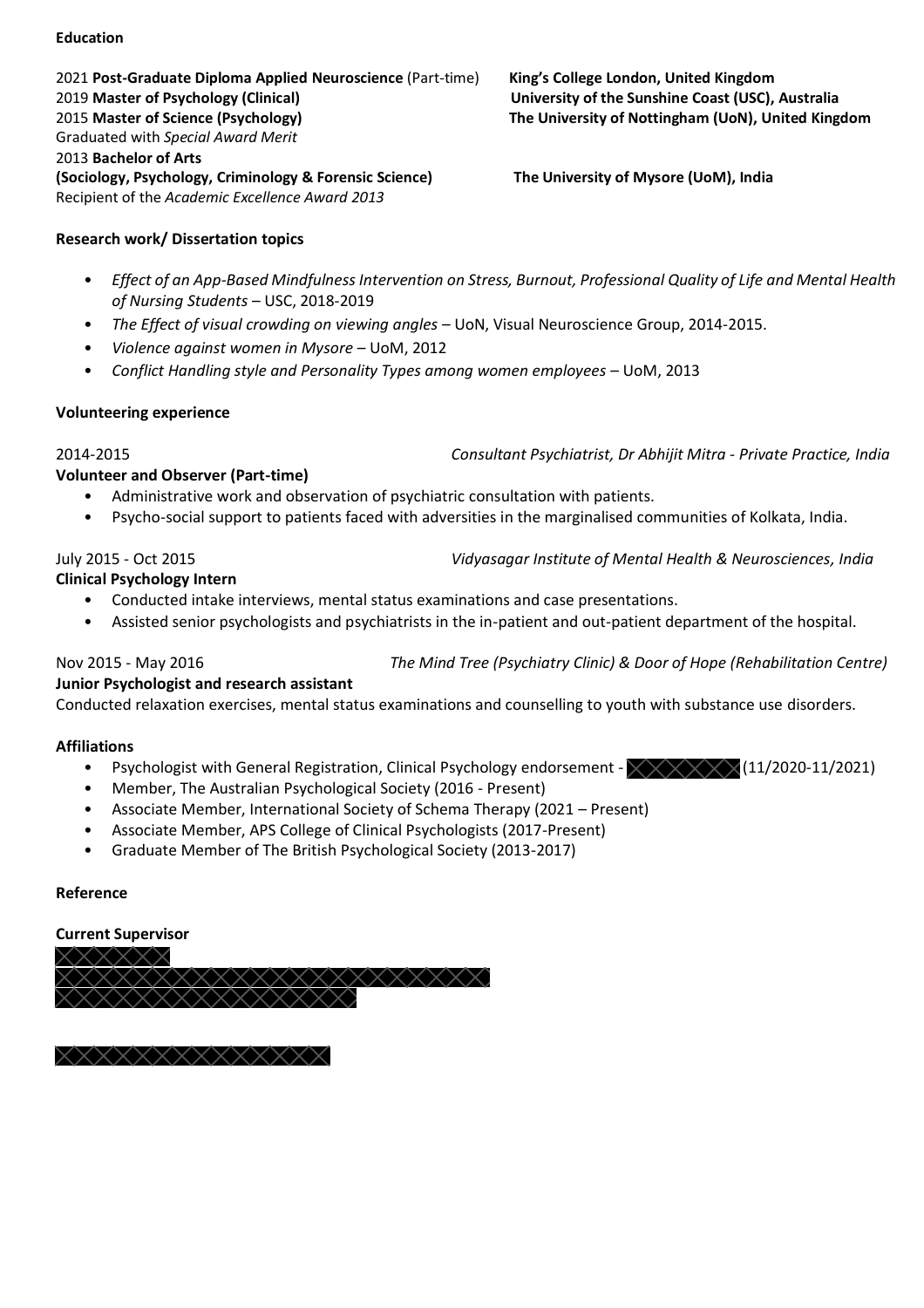**Education**

2021 **Post-Graduate Diploma Applied Neuroscience** (Part-time) **King's College London, United Kingdom**
2019 **Master of Psychology (Clinical)** **University of the Sunshine Coast (USC), Australia**
2015 **Master of Science (Psychology)** **The University of Nottingham (UoN), United Kingdom**
Graduated with *Special Award Merit*
2013 **Bachelor of Arts**
**(Sociology, Psychology, Criminology & Forensic Science)** **The University of Mysore (UoM), India**
Recipient of the *Academic Excellence Award 2013*

**Research work/ Dissertation topics**

- *Effect of an App-Based Mindfulness Intervention on Stress, Burnout, Professional Quality of Life and Mental Health of Nursing Students* – USC, 2018-2019
- *The Effect of visual crowding on viewing angles* – UoN, Visual Neuroscience Group, 2014-2015.
- *Violence against women in Mysore* – UoM, 2012
- *Conflict Handling style and Personality Types among women employees* – UoM, 2013

**Volunteering experience**

2014-2015 *Consultant Psychiatrist, Dr Abhijit Mitra - Private Practice, India*
**Volunteer and Observer (Part-time)**

- Administrative work and observation of psychiatric consultation with patients.
- Psycho-social support to patients faced with adversities in the marginalised communities of Kolkata, India.

July 2015 - Oct 2015 *Vidyasagar Institute of Mental Health & Neurosciences, India*
**Clinical Psychology Intern**

- Conducted intake interviews, mental status examinations and case presentations.
- Assisted senior psychologists and psychiatrists in the in-patient and out-patient department of the hospital.

Nov 2015 - May 2016 *The Mind Tree (Psychiatry Clinic) & Door of Hope (Rehabilitation Centre)*
**Junior Psychologist and research assistant**
Conducted relaxation exercises, mental status examinations and counselling to youth with substance use disorders.

**Affiliations**

- Psychologist with General Registration, Clinical Psychology endorsement - (11/2020-11/2021)
- Member, The Australian Psychological Society (2016 - Present)
- Associate Member, International Society of Schema Therapy (2021 – Present)
- Associate Member, APS College of Clinical Psychologists (2017-Present)
- Graduate Member of The British Psychological Society (2013-2017)

**Reference**

**Current Supervisor**